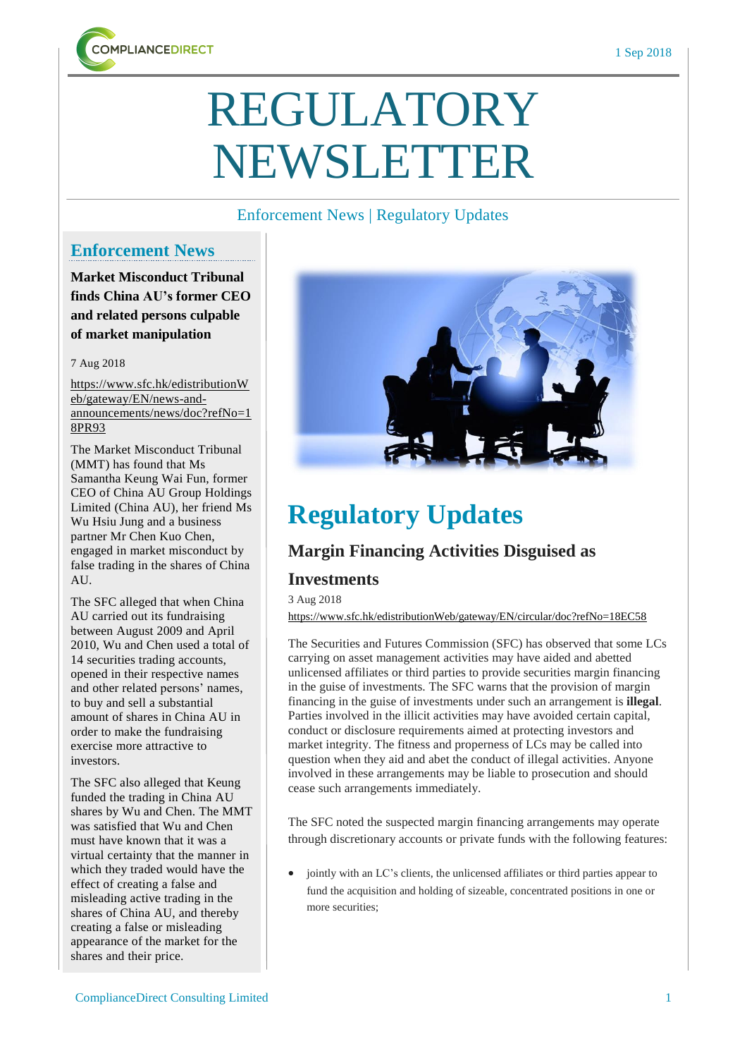# REGULATORY NEWSLETTER

Enforcement News | Regulatory Updates

## Enforcement News

**Market Misconduct Tribunal finds China AU's former CEO and related persons culpable of market manipulation**

7 Aug 2018

https://www.sfc.hk/edistributionWeb/gateway/EN/news-and-announcements/news/doc?refNo=18PR93

The Market Misconduct Tribunal (MMT) has found that Ms Samantha Keung Wai Fun, former CEO of China AU Group Holdings Limited (China AU), her friend Ms Wu Hsiu Jung and a business partner Mr Chen Kuo Chen, engaged in market misconduct by false trading in the shares of China AU.

The SFC alleged that when China AU carried out its fundraising between August 2009 and April 2010, Wu and Chen used a total of 14 securities trading accounts, opened in their respective names and other related persons' names, to buy and sell a substantial amount of shares in China AU in order to make the fundraising exercise more attractive to investors.

The SFC also alleged that Keung funded the trading in China AU shares by Wu and Chen. The MMT was satisfied that Wu and Chen must have known that it was a virtual certainty that the manner in which they traded would have the effect of creating a false and misleading active trading in the shares of China AU, and thereby creating a false or misleading appearance of the market for the shares and their price.

## Regulatory Updates

### Margin Financing Activities Disguised as Investments

3 Aug 2018

https://www.sfc.hk/edistributionWeb/gateway/EN/circular/doc?refNo=18EC58

The Securities and Futures Commission (SFC) has observed that some LCs carrying on asset management activities may have aided and abetted unlicensed affiliates or third parties to provide securities margin financing in the guise of investments. The SFC warns that the provision of margin financing in the guise of investments under such an arrangement is **illegal**. Parties involved in the illicit activities may have avoided certain capital, conduct or disclosure requirements aimed at protecting investors and market integrity. The fitness and properness of LCs may be called into question when they aid and abet the conduct of illegal activities. Anyone involved in these arrangements may be liable to prosecution and should cease such arrangements immediately.

The SFC noted the suspected margin financing arrangements may operate through discretionary accounts or private funds with the following features:

- jointly with an LC's clients, the unlicensed affiliates or third parties appear to fund the acquisition and holding of sizeable, concentrated positions in one or more securities;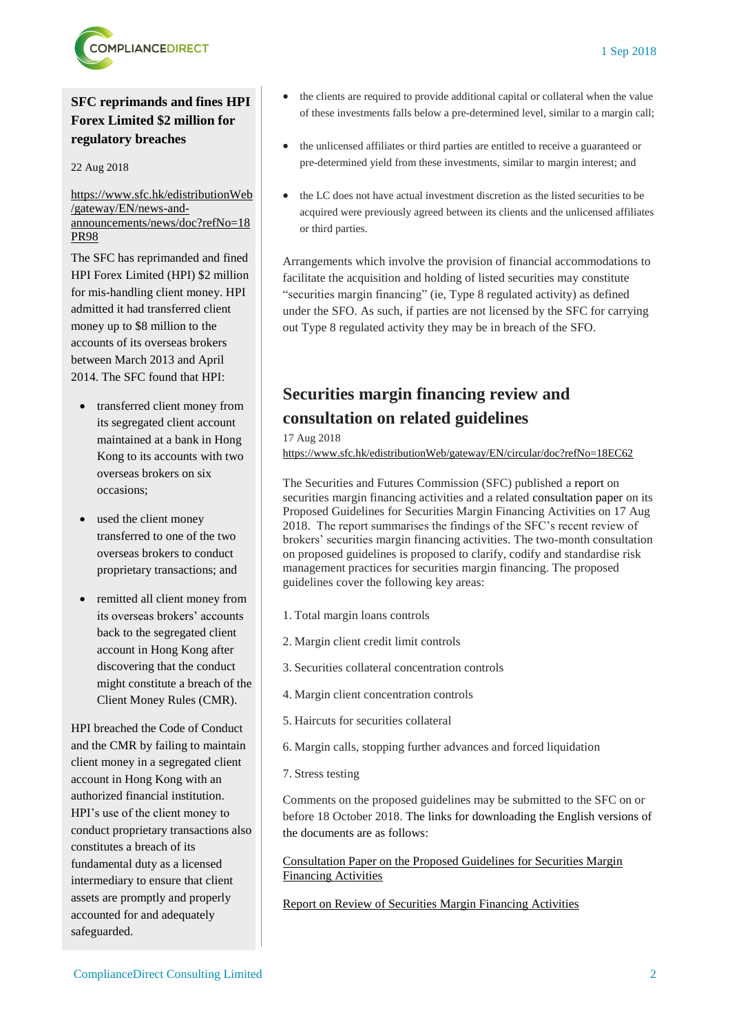## SFC reprimands and fines HPI Forex Limited $2 million for regulatory breaches

22 Aug 2018

https://www.sfc.hk/edistributionWeb/gateway/EN/news-and-announcements/news/doc?refNo=18PR98

The SFC has reprimanded and fined HPI Forex Limited (HPI) $2 million for mis-handling client money. HPI admitted it had transferred client money up to $8 million to the accounts of its overseas brokers between March 2013 and April 2014. The SFC found that HPI:

- transferred client money from its segregated client account maintained at a bank in Hong Kong to its accounts with two overseas brokers on six occasions;
- used the client money transferred to one of the two overseas brokers to conduct proprietary transactions; and
- remitted all client money from its overseas brokers' accounts back to the segregated client account in Hong Kong after discovering that the conduct might constitute a breach of the Client Money Rules (CMR).

HPI breached the Code of Conduct and the CMR by failing to maintain client money in a segregated client account in Hong Kong with an authorized financial institution. HPI's use of the client money to conduct proprietary transactions also constitutes a breach of its fundamental duty as a licensed intermediary to ensure that client assets are promptly and properly accounted for and adequately safeguarded.

- the clients are required to provide additional capital or collateral when the value of these investments falls below a pre-determined level, similar to a margin call;
- the unlicensed affiliates or third parties are entitled to receive a guaranteed or pre-determined yield from these investments, similar to margin interest; and
- the LC does not have actual investment discretion as the listed securities to be acquired were previously agreed between its clients and the unlicensed affiliates or third parties.

Arrangements which involve the provision of financial accommodations to facilitate the acquisition and holding of listed securities may constitute "securities margin financing" (ie, Type 8 regulated activity) as defined under the SFO. As such, if parties are not licensed by the SFC for carrying out Type 8 regulated activity they may be in breach of the SFO.

## Securities margin financing review and consultation on related guidelines

17 Aug 2018

https://www.sfc.hk/edistributionWeb/gateway/EN/circular/doc?refNo=18EC62

The Securities and Futures Commission (SFC) published a report on securities margin financing activities and a related consultation paper on its Proposed Guidelines for Securities Margin Financing Activities on 17 Aug 2018. The report summarises the findings of the SFC's recent review of brokers' securities margin financing activities. The two-month consultation on proposed guidelines is proposed to clarify, codify and standardise risk management practices for securities margin financing. The proposed guidelines cover the following key areas:

1. Total margin loans controls
2. Margin client credit limit controls
3. Securities collateral concentration controls
4. Margin client concentration controls
5. Haircuts for securities collateral
6. Margin calls, stopping further advances and forced liquidation
7. Stress testing

Comments on the proposed guidelines may be submitted to the SFC on or before 18 October 2018. The links for downloading the English versions of the documents are as follows:

Consultation Paper on the Proposed Guidelines for Securities Margin Financing Activities

Report on Review of Securities Margin Financing Activities